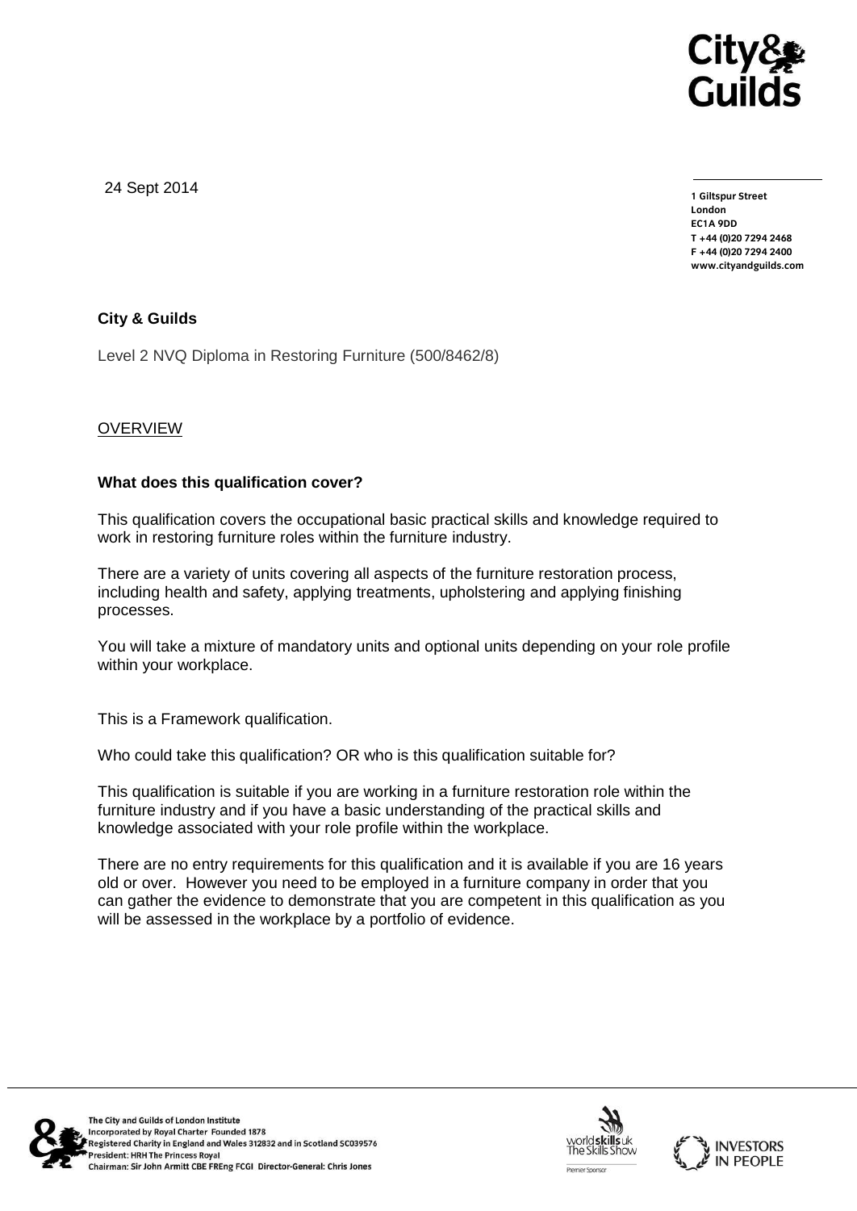24 Sept 2014

**1 Giltspur Street**
**London**
**EC1A 9DD**
**T +44 (0)20 7294 2468**
**F +44 (0)20 7294 2400**
**www.cityandguilds.com**

**City & Guilds**

Level 2 NVQ Diploma in Restoring Furniture (500/8462/8)

OVERVIEW

**What does this qualification cover?**

This qualification covers the occupational basic practical skills and knowledge required to work in restoring furniture roles within the furniture industry.

There are a variety of units covering all aspects of the furniture restoration process, including health and safety, applying treatments, upholstering and applying finishing processes.

You will take a mixture of mandatory units and optional units depending on your role profile within your workplace.

This is a Framework qualification.

Who could take this qualification? OR who is this qualification suitable for?

This qualification is suitable if you are working in a furniture restoration role within the furniture industry and if you have a basic understanding of the practical skills and knowledge associated with your role profile within the workplace.

There are no entry requirements for this qualification and it is available if you are 16 years old or over. However you need to be employed in a furniture company in order that you can gather the evidence to demonstrate that you are competent in this qualification as you will be assessed in the workplace by a portfolio of evidence.

The City and Guilds of London Institute
Incorporated by Royal Charter Founded 1878
Registered Charity in England and Wales 312832 and in Scotland SC039576
President: HRH The Princess Royal
Chairman: Sir John Armitt CBE FREng FCGI Director-General: Chris Jones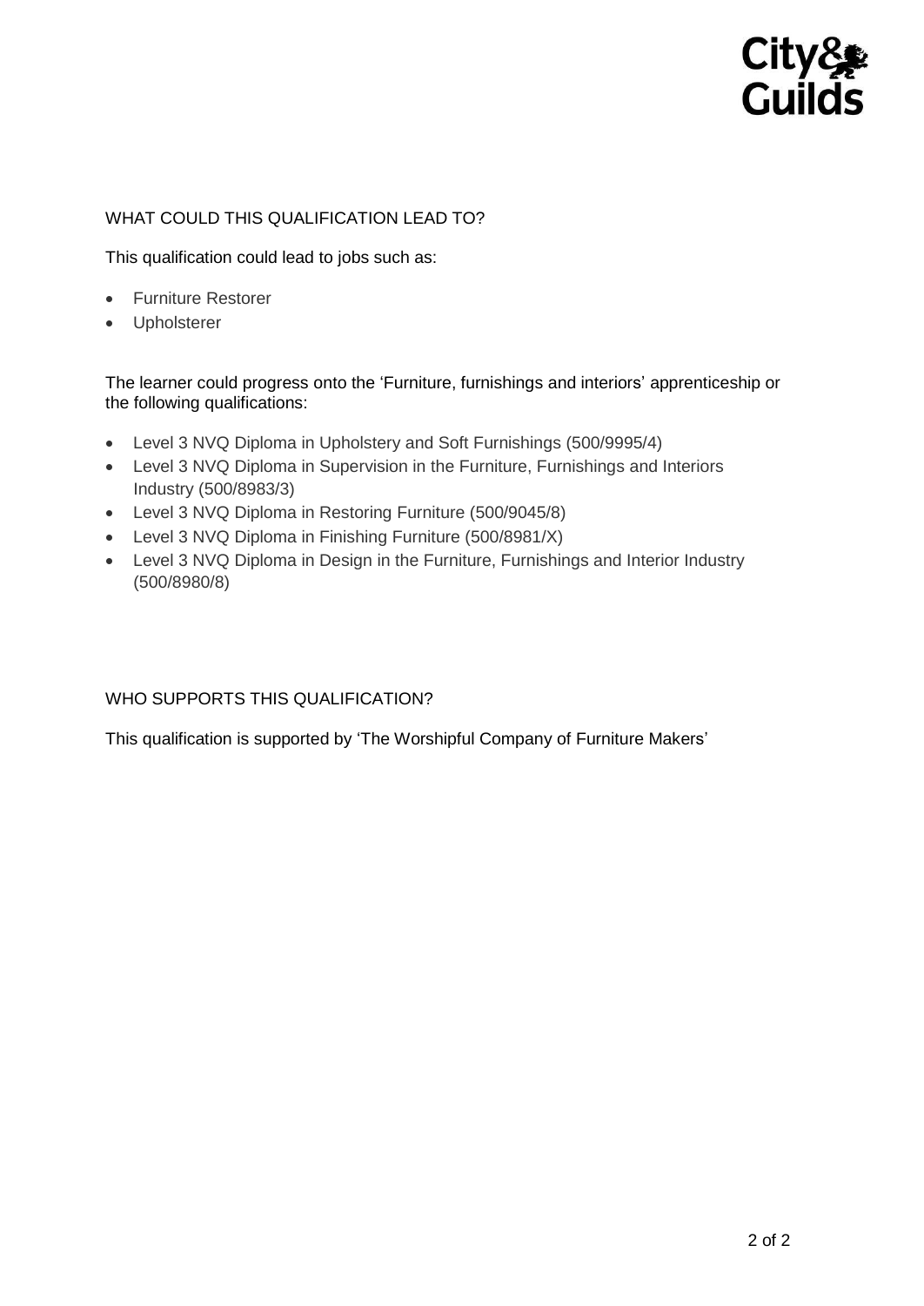## WHAT COULD THIS QUALIFICATION LEAD TO?

This qualification could lead to jobs such as:

- Furniture Restorer
- Upholsterer

The learner could progress onto the 'Furniture, furnishings and interiors' apprenticeship or the following qualifications:

- Level 3 NVQ Diploma in Upholstery and Soft Furnishings (500/9995/4)
- Level 3 NVQ Diploma in Supervision in the Furniture, Furnishings and Interiors Industry (500/8983/3)
- Level 3 NVQ Diploma in Restoring Furniture (500/9045/8)
- Level 3 NVQ Diploma in Finishing Furniture (500/8981/X)
- Level 3 NVQ Diploma in Design in the Furniture, Furnishings and Interior Industry (500/8980/8)

## WHO SUPPORTS THIS QUALIFICATION?

This qualification is supported by 'The Worshipful Company of Furniture Makers'